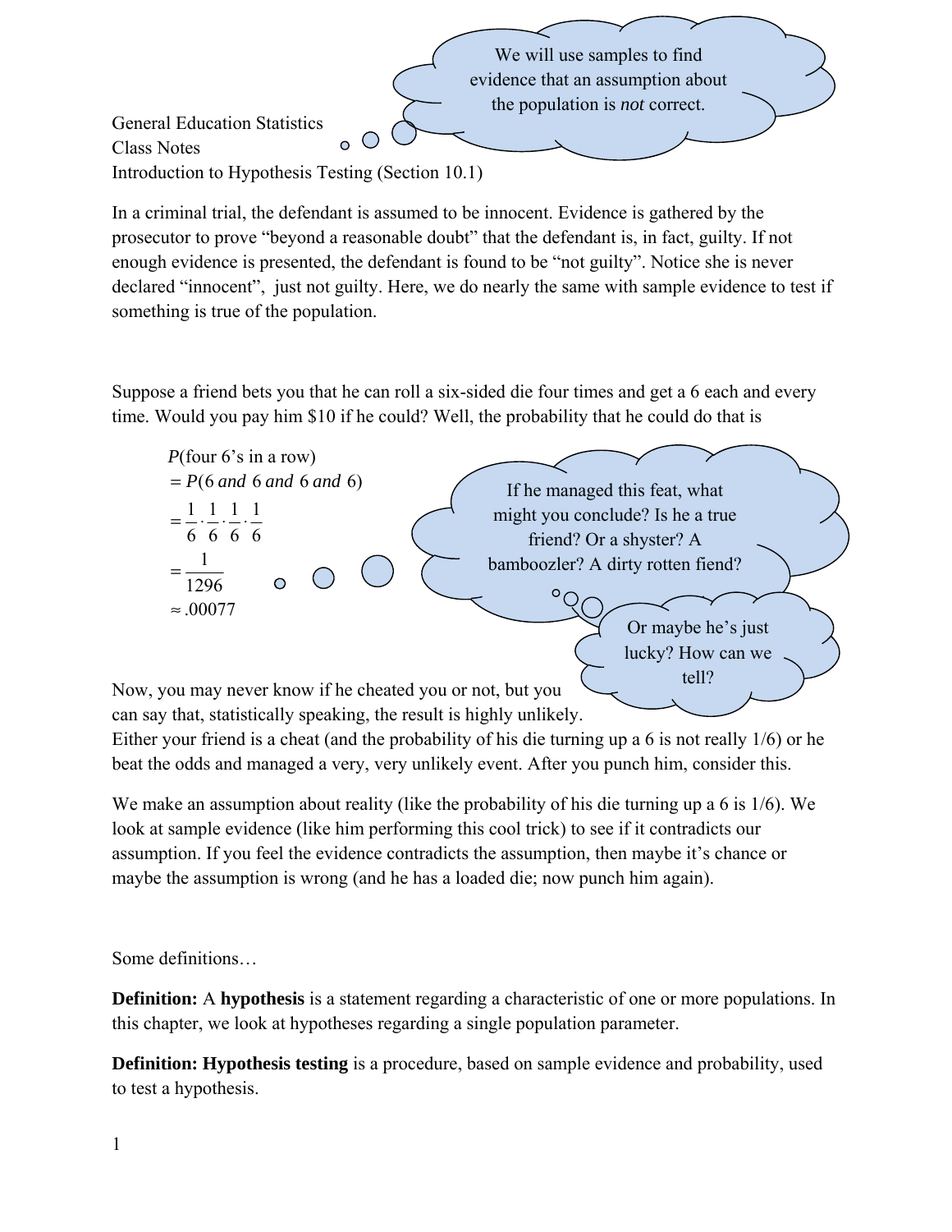> We will use samples to find evidence that an assumption about the population is *not* correct.

General Education Statistics
Class Notes
Introduction to Hypothesis Testing (Section 10.1)

In a criminal trial, the defendant is assumed to be innocent. Evidence is gathered by the prosecutor to prove "beyond a reasonable doubt" that the defendant is, in fact, guilty. If not enough evidence is presented, the defendant is found to be "not guilty". Notice she is never declared "innocent", just not guilty. Here, we do nearly the same with sample evidence to test if something is true of the population.

Suppose a friend bets you that he can roll a six-sided die four times and get a 6 each and every time. Would you pay him $10 if he could? Well, the probability that he could do that is

$$
\begin{aligned}
&P(\text{four 6's in a row}) \\
&= P(6 \textit{ and } 6 \textit{ and } 6 \textit{ and } 6) \\
&= \frac{1}{6}\cdot\frac{1}{6}\cdot\frac{1}{6}\cdot\frac{1}{6} \\
&= \frac{1}{1296} \\
&\approx .00077
\end{aligned}
$$

> If he managed this feat, what might you conclude? Is he a true friend? Or a shyster? A bamboozler? A dirty rotten fiend?

> Or maybe he's just lucky? How can we tell?

Now, you may never know if he cheated you or not, but you can say that, statistically speaking, the result is highly unlikely. Either your friend is a cheat (and the probability of his die turning up a 6 is not really 1/6) or he beat the odds and managed a very, very unlikely event. After you punch him, consider this.

We make an assumption about reality (like the probability of his die turning up a 6 is 1/6). We look at sample evidence (like him performing this cool trick) to see if it contradicts our assumption. If you feel the evidence contradicts the assumption, then maybe it's chance or maybe the assumption is wrong (and he has a loaded die; now punch him again).

Some definitions…

**Definition:** A **hypothesis** is a statement regarding a characteristic of one or more populations. In this chapter, we look at hypotheses regarding a single population parameter.

**Definition: Hypothesis testing** is a procedure, based on sample evidence and probability, used to test a hypothesis.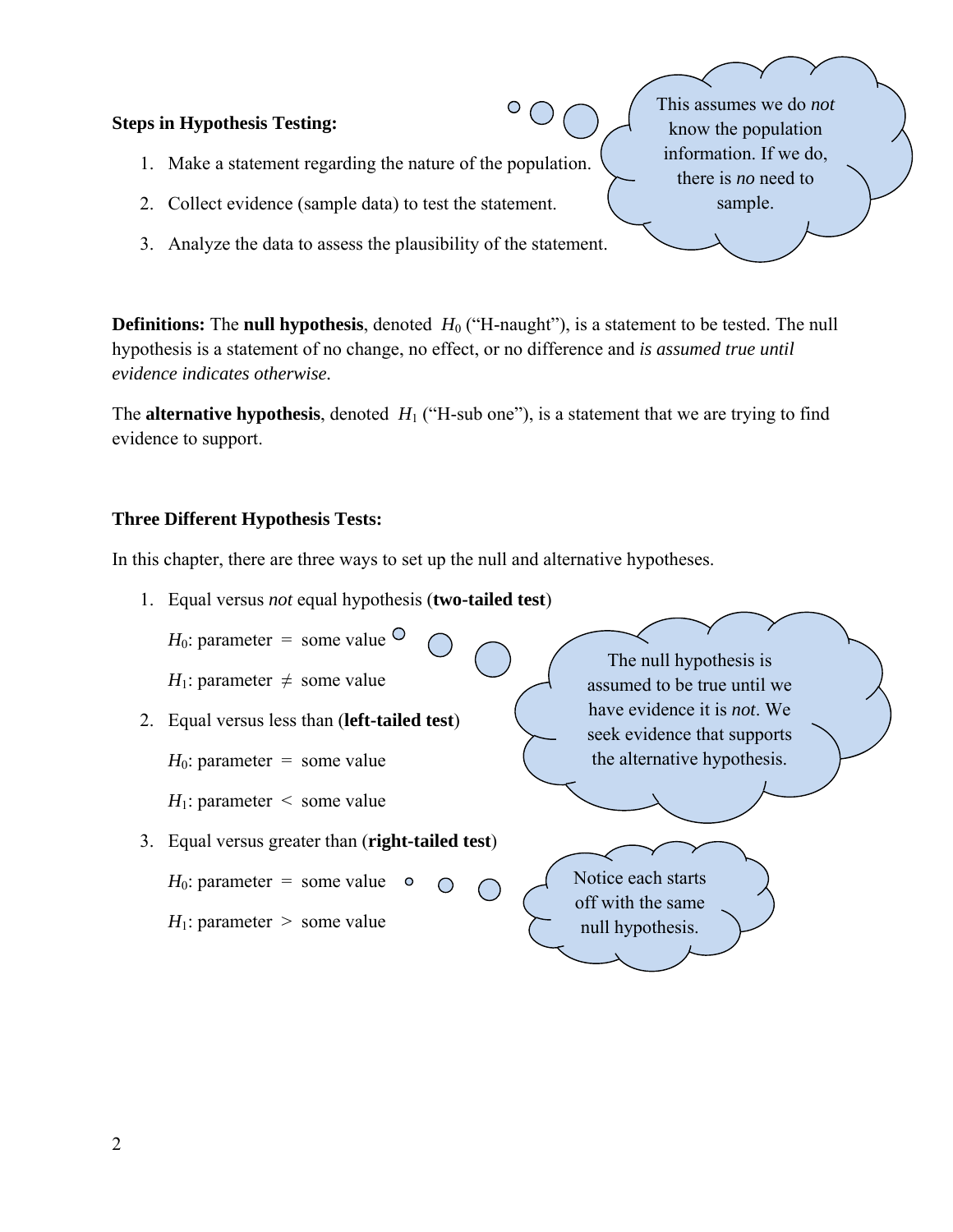**Steps in Hypothesis Testing:**

1. Make a statement regarding the nature of the population.
2. Collect evidence (sample data) to test the statement.
3. Analyze the data to assess the plausibility of the statement.

> This assumes we do *not* know the population information. If we do, there is *no* need to sample.

**Definitions:** The **null hypothesis**, denoted $H_0$ ("H-naught"), is a statement to be tested. The null hypothesis is a statement of no change, no effect, or no difference and *is assumed true until evidence indicates otherwise.*

The **alternative hypothesis**, denoted $H_1$ ("H-sub one"), is a statement that we are trying to find evidence to support.

**Three Different Hypothesis Tests:**

In this chapter, there are three ways to set up the null and alternative hypotheses.

1. Equal versus *not* equal hypothesis (**two-tailed test**)

   $H_0$: parameter $=$ some value

   $H_1$: parameter $\neq$ some value

2. Equal versus less than (**left-tailed test**)

   $H_0$: parameter $=$ some value

   $H_1$: parameter $<$ some value

3. Equal versus greater than (**right-tailed test**)

   $H_0$: parameter $=$ some value

   $H_1$: parameter $>$ some value

> The null hypothesis is assumed to be true until we have evidence it is *not*. We seek evidence that supports the alternative hypothesis.

> Notice each starts off with the same null hypothesis.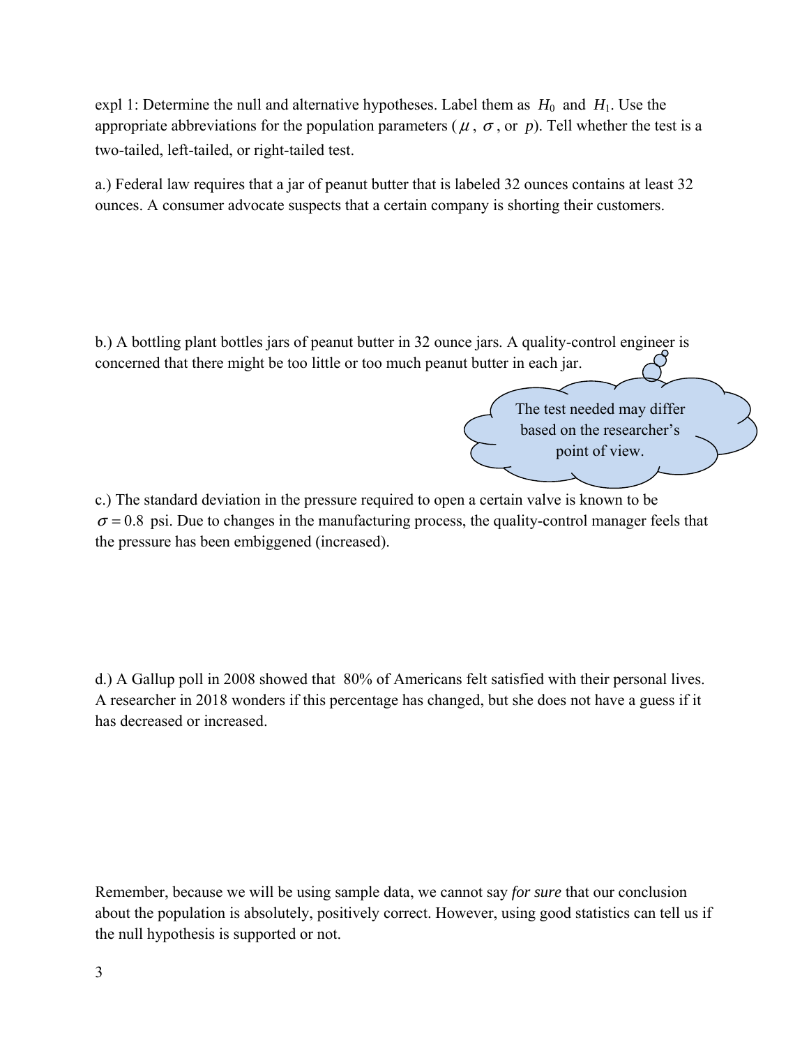expl 1: Determine the null and alternative hypotheses. Label them as $H_0$ and $H_1$. Use the appropriate abbreviations for the population parameters ($\mu$, $\sigma$, or $p$). Tell whether the test is a two-tailed, left-tailed, or right-tailed test.

a.) Federal law requires that a jar of peanut butter that is labeled 32 ounces contains at least 32 ounces. A consumer advocate suspects that a certain company is shorting their customers.

b.) A bottling plant bottles jars of peanut butter in 32 ounce jars. A quality-control engineer is concerned that there might be too little or too much peanut butter in each jar.

The test needed may differ based on the researcher's point of view.

c.) The standard deviation in the pressure required to open a certain valve is known to be $\sigma = 0.8$ psi. Due to changes in the manufacturing process, the quality-control manager feels that the pressure has been embiggened (increased).

d.) A Gallup poll in 2008 showed that 80% of Americans felt satisfied with their personal lives. A researcher in 2018 wonders if this percentage has changed, but she does not have a guess if it has decreased or increased.

Remember, because we will be using sample data, we cannot say *for sure* that our conclusion about the population is absolutely, positively correct. However, using good statistics can tell us if the null hypothesis is supported or not.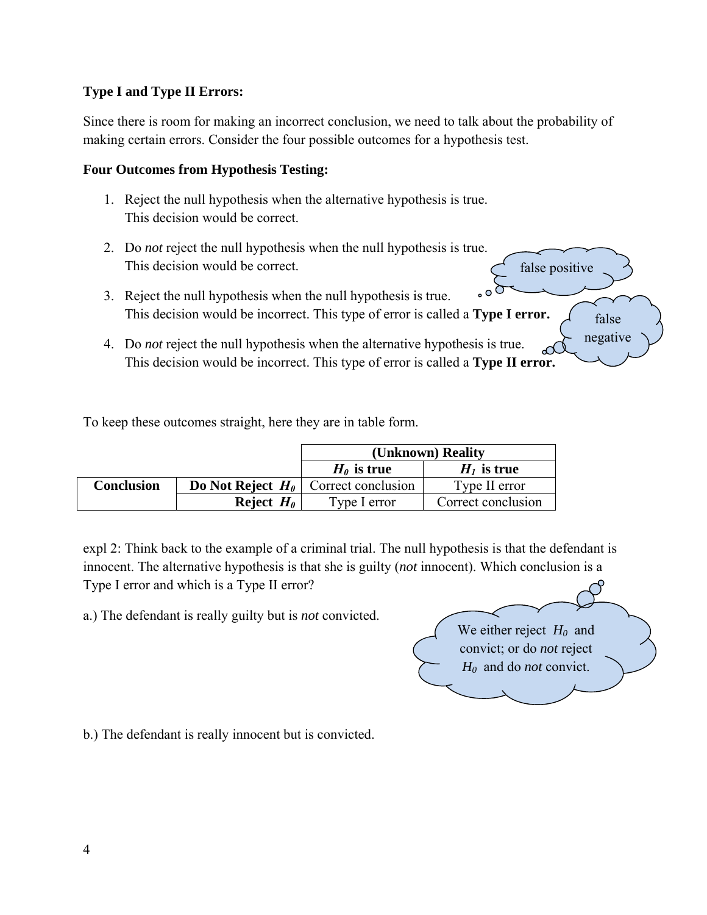**Type I and Type II Errors:**

Since there is room for making an incorrect conclusion, we need to talk about the probability of making certain errors. Consider the four possible outcomes for a hypothesis test.

**Four Outcomes from Hypothesis Testing:**

1. Reject the null hypothesis when the alternative hypothesis is true.
   This decision would be correct.

2. Do *not* reject the null hypothesis when the null hypothesis is true.
   This decision would be correct.

3. Reject the null hypothesis when the null hypothesis is true.
   This decision would be incorrect. This type of error is called a **Type I error.**

4. Do *not* reject the null hypothesis when the alternative hypothesis is true.
   This decision would be incorrect. This type of error is called a **Type II error.**

false positive

false negative

To keep these outcomes straight, here they are in table form.

| | | **(Unknown) Reality** | |
|---|---|---|---|
| | | **$H_0$ is true** | **$H_1$ is true** |
| **Conclusion** | **Do Not Reject $H_0$** | Correct conclusion | Type II error |
| | **Reject $H_0$** | Type I error | Correct conclusion |

expl 2: Think back to the example of a criminal trial. The null hypothesis is that the defendant is innocent. The alternative hypothesis is that she is guilty (*not* innocent). Which conclusion is a Type I error and which is a Type II error?

a.) The defendant is really guilty but is *not* convicted.

We either reject $H_0$ and convict; or do *not* reject $H_0$ and do *not* convict.

b.) The defendant is really innocent but is convicted.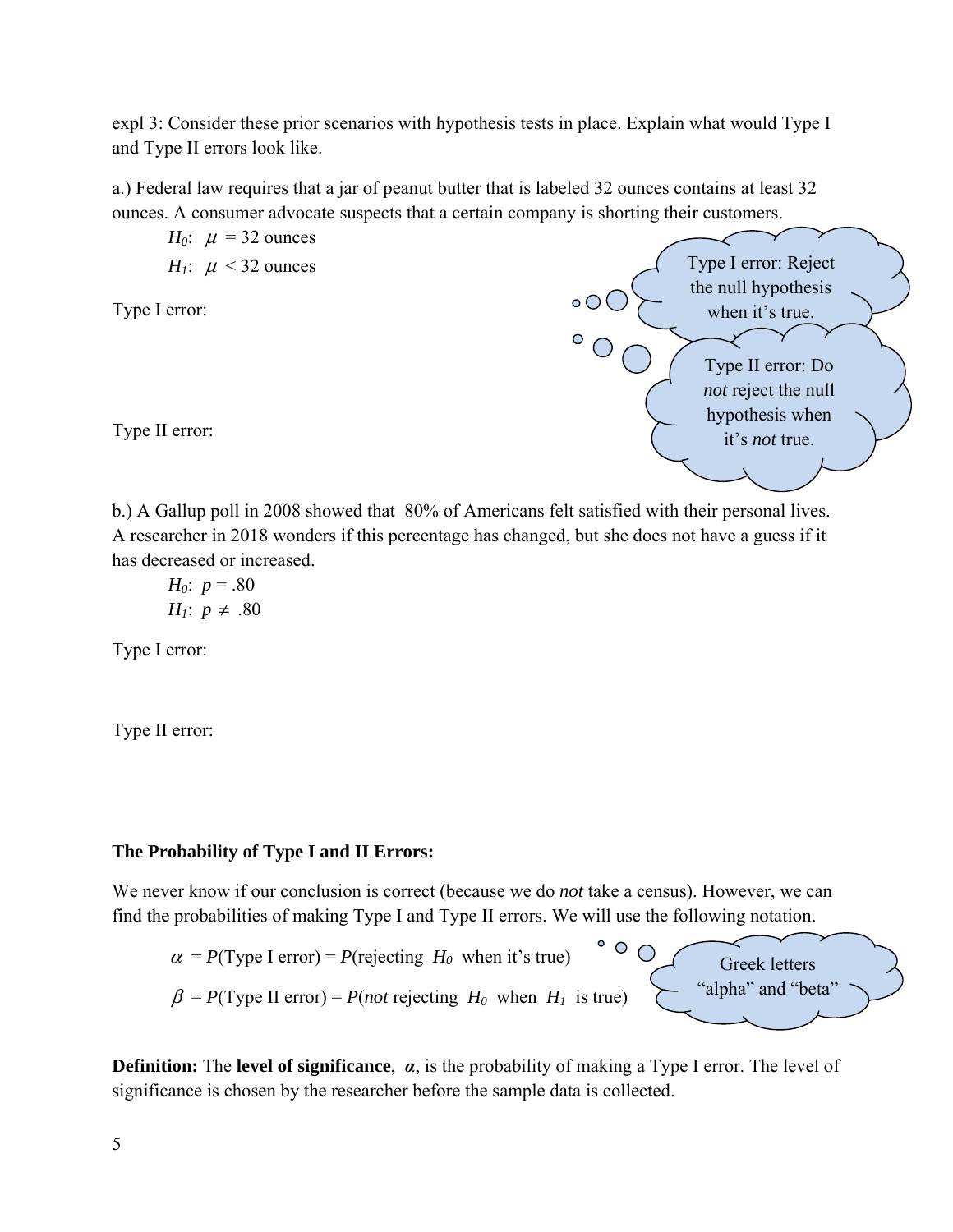expl 3: Consider these prior scenarios with hypothesis tests in place. Explain what would Type I and Type II errors look like.

a.) Federal law requires that a jar of peanut butter that is labeled 32 ounces contains at least 32 ounces. A consumer advocate suspects that a certain company is shorting their customers.

$H_0$: $\mu$ = 32 ounces

$H_1$: $\mu$ < 32 ounces

Type I error: Reject the null hypothesis when it's true.

Type II error: Do *not* reject the null hypothesis when it's *not* true.

Type I error:

Type II error:

b.) A Gallup poll in 2008 showed that 80% of Americans felt satisfied with their personal lives. A researcher in 2018 wonders if this percentage has changed, but she does not have a guess if it has decreased or increased.

$H_0$: $p = .80$

$H_1$: $p \neq .80$

Type I error:

Type II error:

**The Probability of Type I and II Errors:**

We never know if our conclusion is correct (because we do *not* take a census). However, we can find the probabilities of making Type I and Type II errors. We will use the following notation.

$\alpha$ = $P$(Type I error) = $P$(rejecting $H_0$ when it's true)

$\beta$ = $P$(Type II error) = $P$(*not* rejecting $H_0$ when $H_1$ is true)

Greek letters "alpha" and "beta"

**Definition:** The **level of significance**, $\boldsymbol{\alpha}$, is the probability of making a Type I error. The level of significance is chosen by the researcher before the sample data is collected.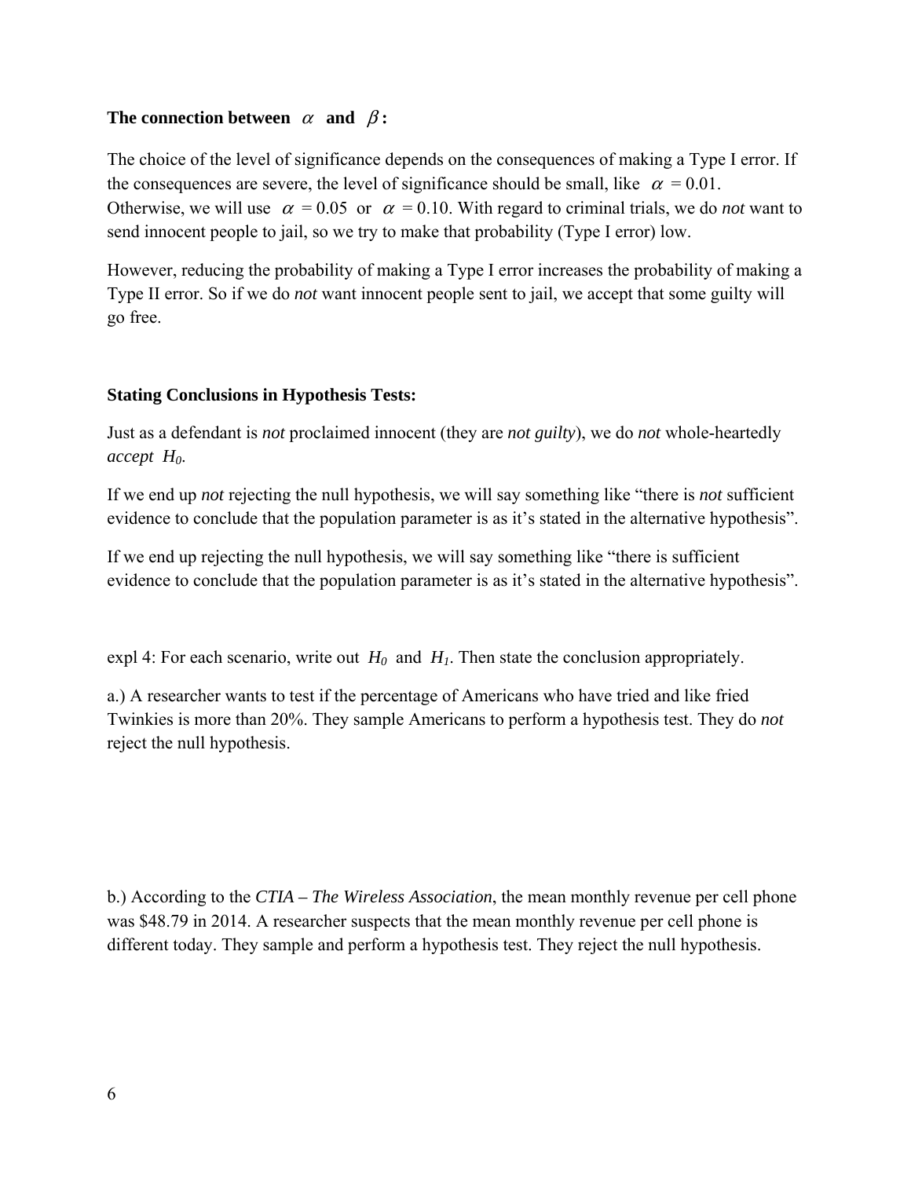**The connection between $\alpha$ and $\beta$:**

The choice of the level of significance depends on the consequences of making a Type I error. If the consequences are severe, the level of significance should be small, like $\alpha = 0.01$. Otherwise, we will use $\alpha = 0.05$ or $\alpha = 0.10$. With regard to criminal trials, we do *not* want to send innocent people to jail, so we try to make that probability (Type I error) low.

However, reducing the probability of making a Type I error increases the probability of making a Type II error. So if we do *not* want innocent people sent to jail, we accept that some guilty will go free.

**Stating Conclusions in Hypothesis Tests:**

Just as a defendant is *not* proclaimed innocent (they are *not guilty*), we do *not* whole-heartedly *accept* $H_0$.

If we end up *not* rejecting the null hypothesis, we will say something like "there is *not* sufficient evidence to conclude that the population parameter is as it's stated in the alternative hypothesis".

If we end up rejecting the null hypothesis, we will say something like "there is sufficient evidence to conclude that the population parameter is as it's stated in the alternative hypothesis".

expl 4: For each scenario, write out $H_0$ and $H_1$. Then state the conclusion appropriately.

a.) A researcher wants to test if the percentage of Americans who have tried and like fried Twinkies is more than 20%. They sample Americans to perform a hypothesis test. They do *not* reject the null hypothesis.

b.) According to the *CTIA – The Wireless Association*, the mean monthly revenue per cell phone was \$48.79 in 2014. A researcher suspects that the mean monthly revenue per cell phone is different today. They sample and perform a hypothesis test. They reject the null hypothesis.